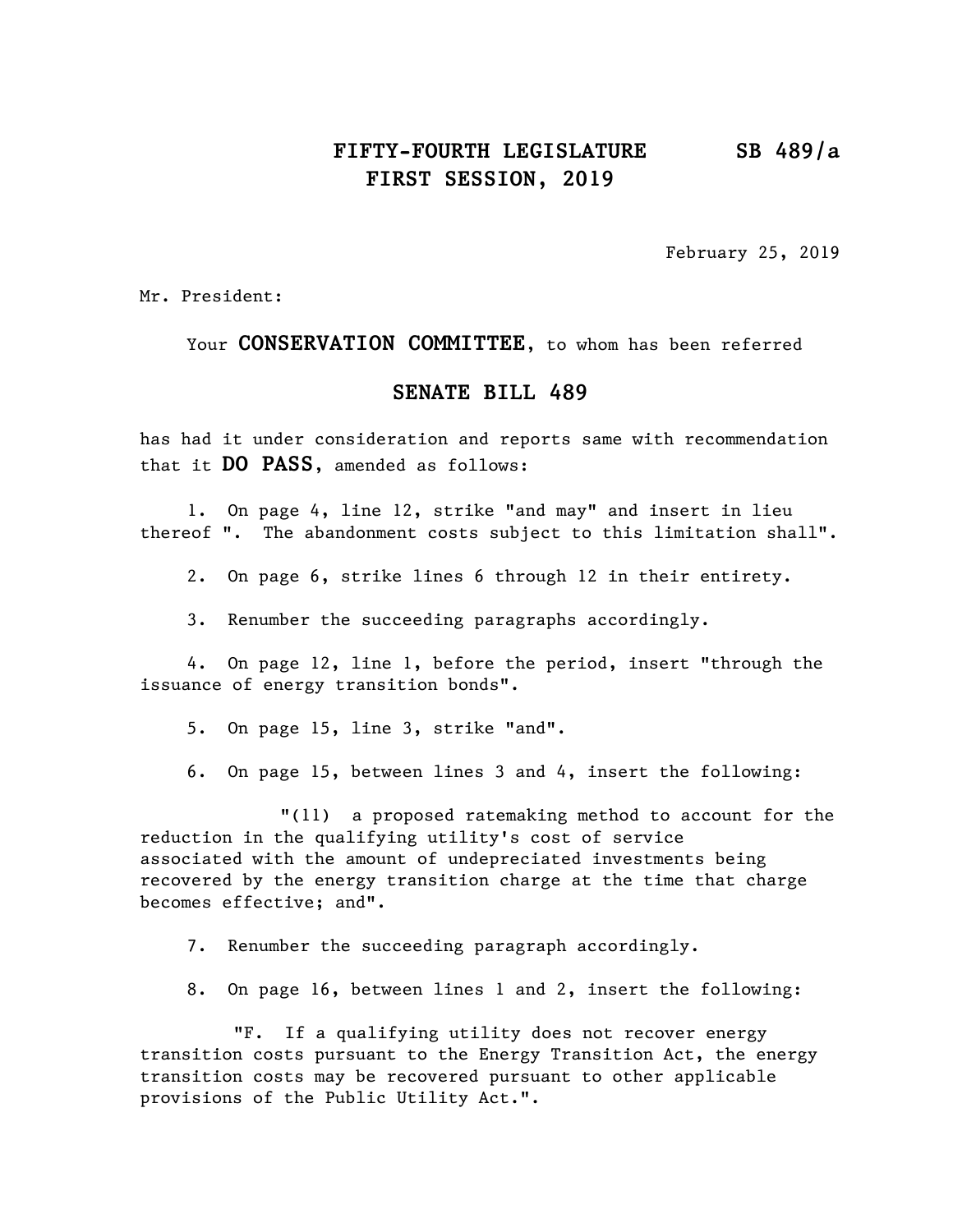# FIFTY-FOURTH LEGISLATURE FIRST SESSION, 2019

**SB 489/a**

February 25, 2019

Mr. President:

Your **CONSERVATION COMMITTEE**, to whom has been referred

## SENATE BILL 489

has had it under consideration and reports same with recommendation that it **DO PASS**, amended as follows:

1. On page 4, line 12, strike "and may" and insert in lieu thereof ". The abandonment costs subject to this limitation shall".

2. On page 6, strike lines 6 through 12 in their entirety.

3. Renumber the succeeding paragraphs accordingly.

4. On page 12, line 1, before the period, insert "through the issuance of energy transition bonds".

5. On page 15, line 3, strike "and".

6. On page 15, between lines 3 and 4, insert the following:

"(11) a proposed ratemaking method to account for the reduction in the qualifying utility's cost of service associated with the amount of undepreciated investments being recovered by the energy transition charge at the time that charge becomes effective; and".

7. Renumber the succeeding paragraph accordingly.

8. On page 16, between lines 1 and 2, insert the following:

"F. If a qualifying utility does not recover energy transition costs pursuant to the Energy Transition Act, the energy transition costs may be recovered pursuant to other applicable provisions of the Public Utility Act.".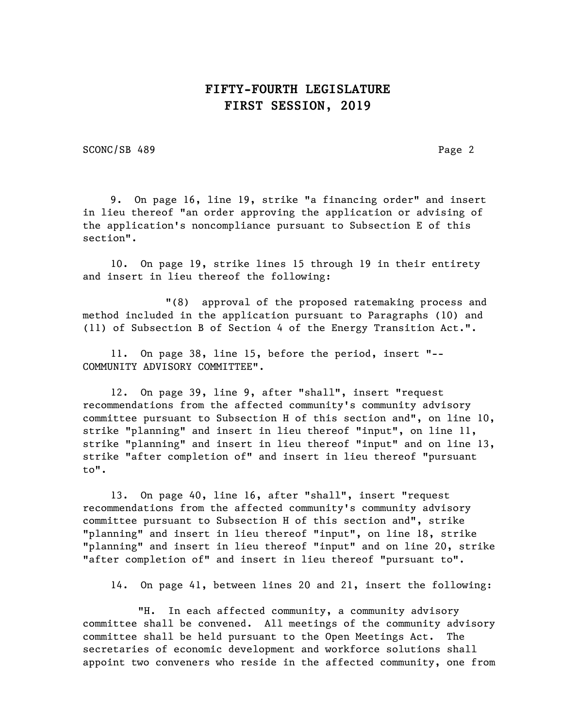9. On page 16, line 19, strike "a financing order" and insert in lieu thereof "an order approving the application or advising of the application's noncompliance pursuant to Subsection E of this section".

10. On page 19, strike lines 15 through 19 in their entirety and insert in lieu thereof the following:

"(8) approval of the proposed ratemaking process and method included in the application pursuant to Paragraphs (10) and (11) of Subsection B of Section 4 of the Energy Transition Act.".

11. On page 38, line 15, before the period, insert "-- COMMUNITY ADVISORY COMMITTEE".

12. On page 39, line 9, after "shall", insert "request recommendations from the affected community's community advisory committee pursuant to Subsection H of this section and", on line 10, strike "planning" and insert in lieu thereof "input", on line 11, strike "planning" and insert in lieu thereof "input" and on line 13, strike "after completion of" and insert in lieu thereof "pursuant to".

13. On page 40, line 16, after "shall", insert "request recommendations from the affected community's community advisory committee pursuant to Subsection H of this section and", strike "planning" and insert in lieu thereof "input", on line 18, strike "planning" and insert in lieu thereof "input" and on line 20, strike "after completion of" and insert in lieu thereof "pursuant to".

14. On page 41, between lines 20 and 21, insert the following:

"H. In each affected community, a community advisory committee shall be convened. All meetings of the community advisory committee shall be held pursuant to the Open Meetings Act. The secretaries of economic development and workforce solutions shall appoint two conveners who reside in the affected community, one from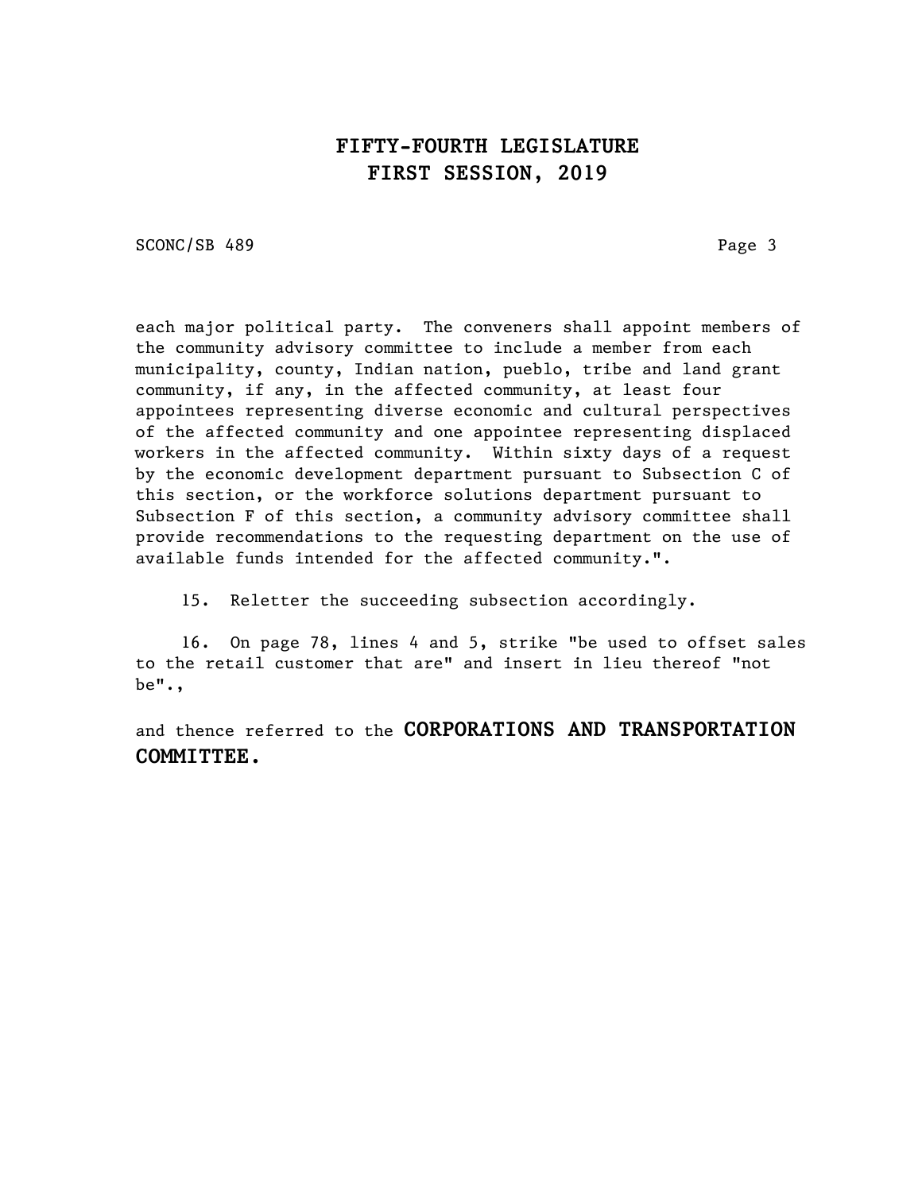each major political party. The conveners shall appoint members of the community advisory committee to include a member from each municipality, county, Indian nation, pueblo, tribe and land grant community, if any, in the affected community, at least four appointees representing diverse economic and cultural perspectives of the affected community and one appointee representing displaced workers in the affected community. Within sixty days of a request by the economic development department pursuant to Subsection C of this section, or the workforce solutions department pursuant to Subsection F of this section, a community advisory committee shall provide recommendations to the requesting department on the use of available funds intended for the affected community.".

15. Reletter the succeeding subsection accordingly.

16. On page 78, lines 4 and 5, strike "be used to offset sales to the retail customer that are" and insert in lieu thereof "not be".,

and thence referred to the **CORPORATIONS AND TRANSPORTATION COMMITTEE.**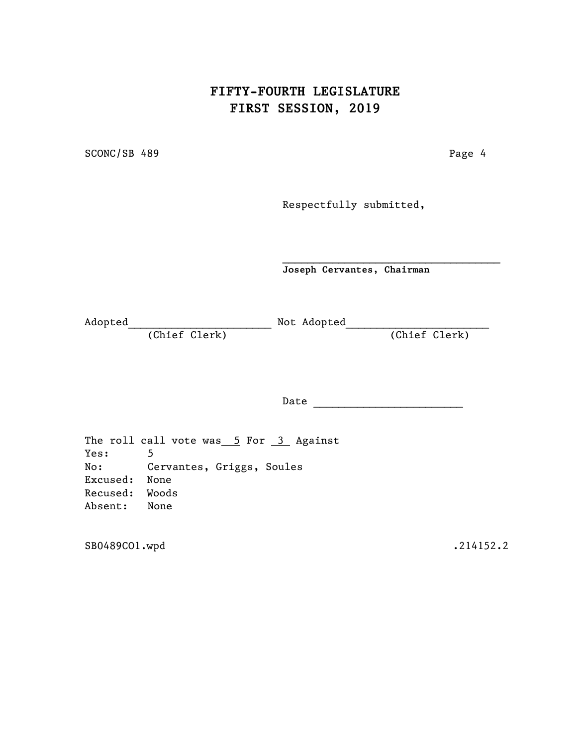# FIFTY-FOURTH LEGISLATURE
# FIRST SESSION, 2019

SCONC/SB 489

Respectfully submitted,

___________________________________
**Joseph Cervantes, Chairman**

Adopted______________________ Not Adopted______________________
(Chief Clerk) (Chief Clerk)

Date ______________________

The roll call vote was 5 For 3 Against

Yes: 5
No: Cervantes, Griggs, Soules
Excused: None
Recused: Woods
Absent: None

SB0489CO1.wpd .214152.2